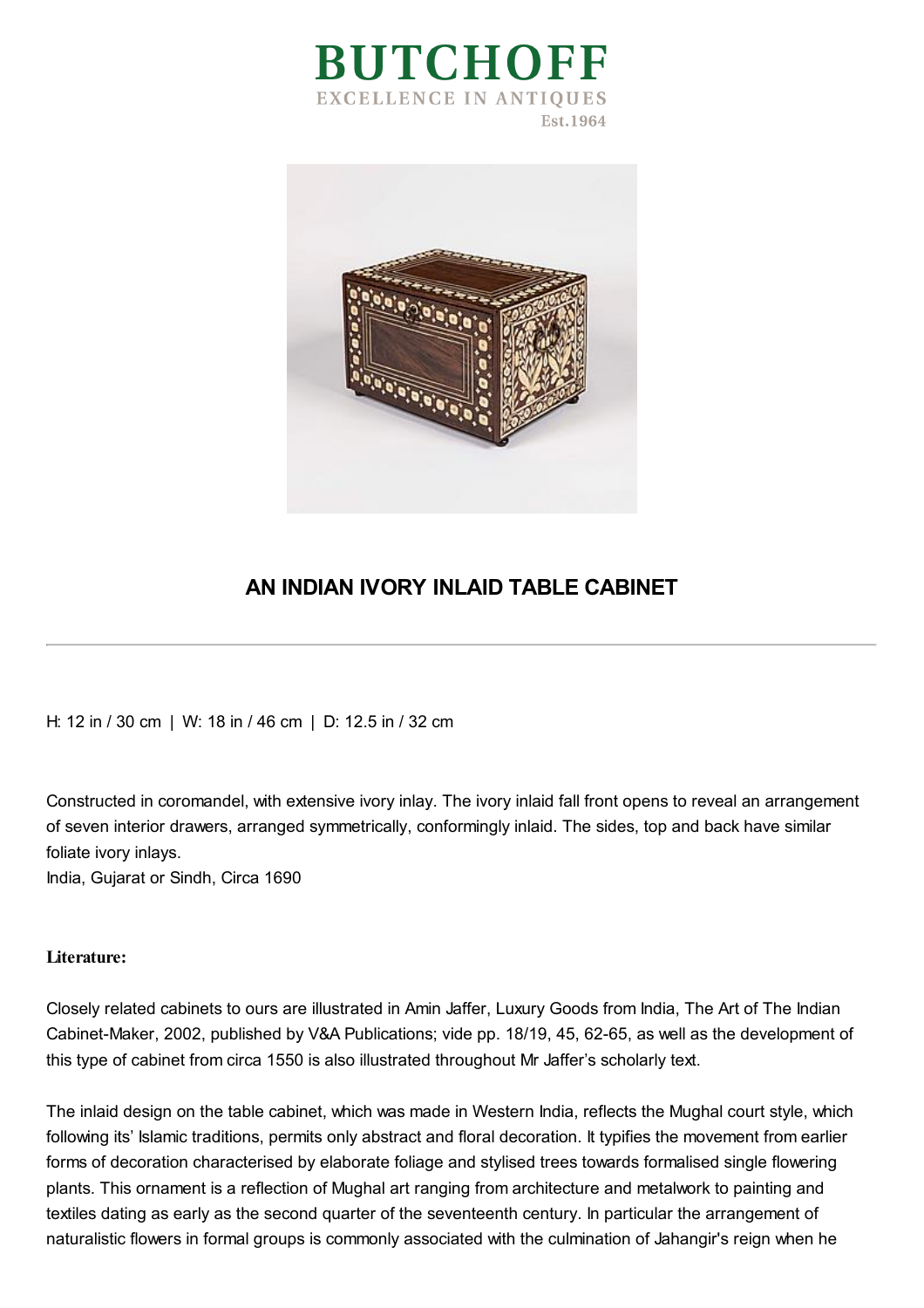# BUTCHOFF

EXCELLENCE IN ANTIQUES

Est.1964

## AN INDIAN IVORY INLAID TABLE CABINET

H: 12 in / 30 cm | W: 18 in / 46 cm | D: 12.5 in / 32 cm

Constructed in coromandel, with extensive ivory inlay. The ivory inlaid fall front opens to reveal an arrangement of seven interior drawers, arranged symmetrically, conformingly inlaid. The sides, top and back have similar foliate ivory inlays.
India, Gujarat or Sindh, Circa 1690

**Literature:**

Closely related cabinets to ours are illustrated in Amin Jaffer, Luxury Goods from India, The Art of The Indian Cabinet-Maker, 2002, published by V&A Publications; vide pp. 18/19, 45, 62-65, as well as the development of this type of cabinet from circa 1550 is also illustrated throughout Mr Jaffer's scholarly text.

The inlaid design on the table cabinet, which was made in Western India, reflects the Mughal court style, which following its' Islamic traditions, permits only abstract and floral decoration. It typifies the movement from earlier forms of decoration characterised by elaborate foliage and stylised trees towards formalised single flowering plants. This ornament is a reflection of Mughal art ranging from architecture and metalwork to painting and textiles dating as early as the second quarter of the seventeenth century. In particular the arrangement of naturalistic flowers in formal groups is commonly associated with the culmination of Jahangir's reign when he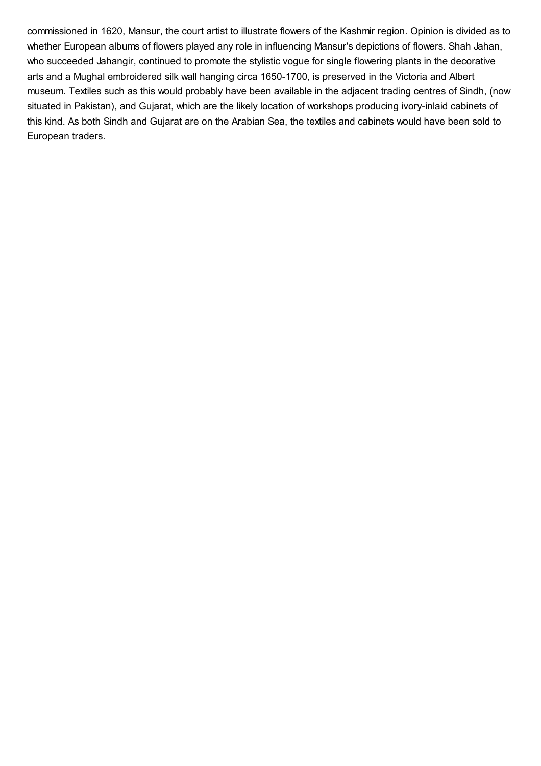commissioned in 1620, Mansur, the court artist to illustrate flowers of the Kashmir region. Opinion is divided as to whether European albums of flowers played any role in influencing Mansur's depictions of flowers. Shah Jahan, who succeeded Jahangir, continued to promote the stylistic vogue for single flowering plants in the decorative arts and a Mughal embroidered silk wall hanging circa 1650-1700, is preserved in the Victoria and Albert museum. Textiles such as this would probably have been available in the adjacent trading centres of Sindh, (now situated in Pakistan), and Gujarat, which are the likely location of workshops producing ivory-inlaid cabinets of this kind. As both Sindh and Gujarat are on the Arabian Sea, the textiles and cabinets would have been sold to European traders.